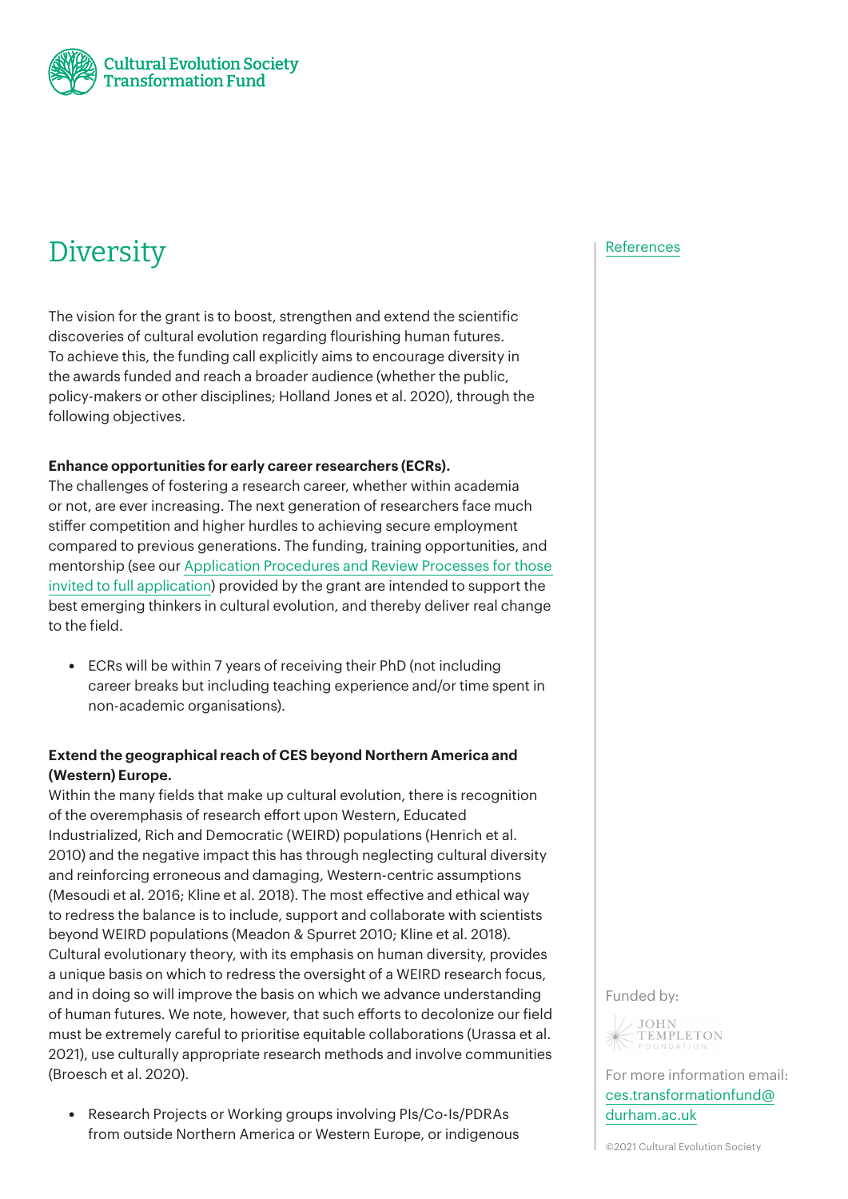Cultural Evolution Society Transformation Fund

# Diversity

References

The vision for the grant is to boost, strengthen and extend the scientific discoveries of cultural evolution regarding flourishing human futures. To achieve this, the funding call explicitly aims to encourage diversity in the awards funded and reach a broader audience (whether the public, policy-makers or other disciplines; Holland Jones et al. 2020), through the following objectives.

**Enhance opportunities for early career researchers (ECRs).**

The challenges of fostering a research career, whether within academia or not, are ever increasing. The next generation of researchers face much stiffer competition and higher hurdles to achieving secure employment compared to previous generations. The funding, training opportunities, and mentorship (see our Application Procedures and Review Processes for those invited to full application) provided by the grant are intended to support the best emerging thinkers in cultural evolution, and thereby deliver real change to the field.

- ECRs will be within 7 years of receiving their PhD (not including career breaks but including teaching experience and/or time spent in non-academic organisations).

**Extend the geographical reach of CES beyond Northern America and (Western) Europe.**

Within the many fields that make up cultural evolution, there is recognition of the overemphasis of research effort upon Western, Educated Industrialized, Rich and Democratic (WEIRD) populations (Henrich et al. 2010) and the negative impact this has through neglecting cultural diversity and reinforcing erroneous and damaging, Western-centric assumptions (Mesoudi et al. 2016; Kline et al. 2018). The most effective and ethical way to redress the balance is to include, support and collaborate with scientists beyond WEIRD populations (Meadon & Spurret 2010; Kline et al. 2018). Cultural evolutionary theory, with its emphasis on human diversity, provides a unique basis on which to redress the oversight of a WEIRD research focus, and in doing so will improve the basis on which we advance understanding of human futures. We note, however, that such efforts to decolonize our field must be extremely careful to prioritise equitable collaborations (Urassa et al. 2021), use culturally appropriate research methods and involve communities (Broesch et al. 2020).

- Research Projects or Working groups involving PIs/Co-Is/PDRAs from outside Northern America or Western Europe, or indigenous

Funded by: JOHN TEMPLETON FOUNDATION

For more information email: ces.transformationfund@durham.ac.uk

©2021 Cultural Evolution Society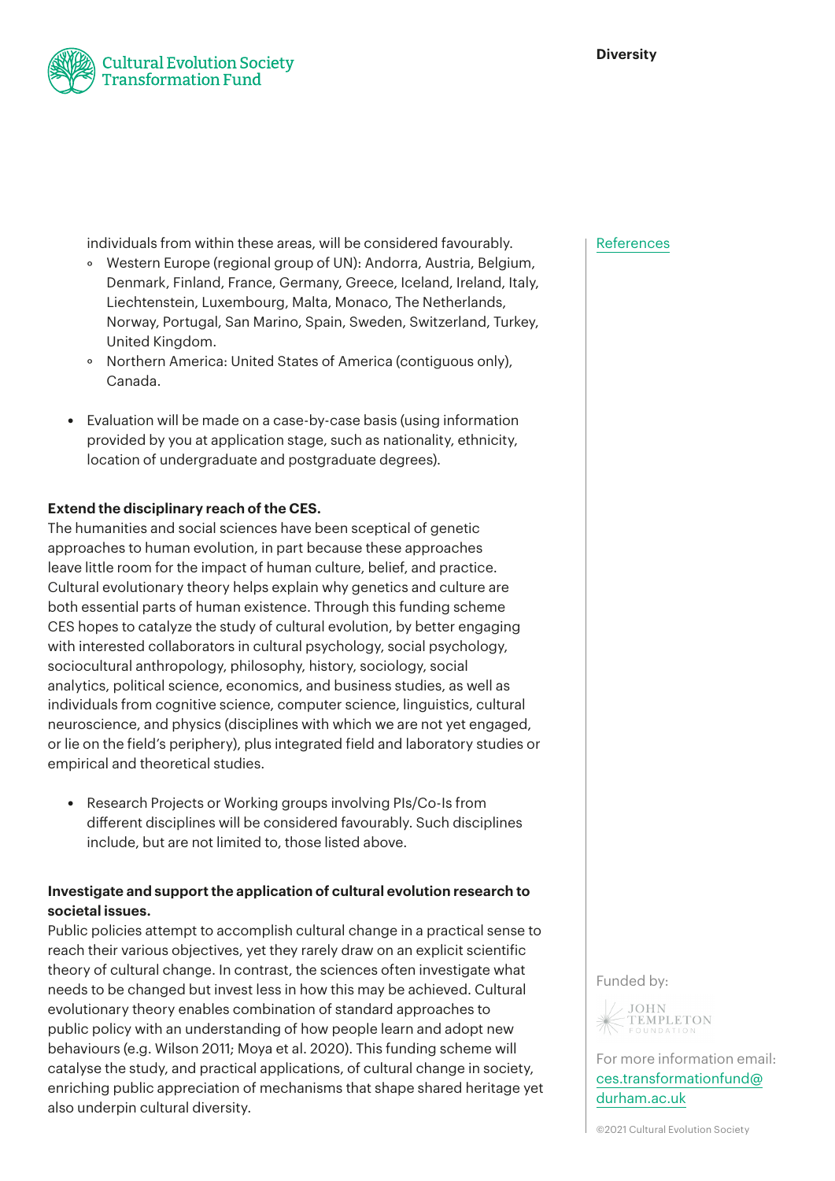individuals from within these areas, will be considered favourably.
  - Western Europe (regional group of UN): Andorra, Austria, Belgium, Denmark, Finland, France, Germany, Greece, Iceland, Ireland, Italy, Liechtenstein, Luxembourg, Malta, Monaco, The Netherlands, Norway, Portugal, San Marino, Spain, Sweden, Switzerland, Turkey, United Kingdom.
  - Northern America: United States of America (contiguous only), Canada.

- Evaluation will be made on a case-by-case basis (using information provided by you at application stage, such as nationality, ethnicity, location of undergraduate and postgraduate degrees).

**Extend the disciplinary reach of the CES.**

The humanities and social sciences have been sceptical of genetic approaches to human evolution, in part because these approaches leave little room for the impact of human culture, belief, and practice. Cultural evolutionary theory helps explain why genetics and culture are both essential parts of human existence. Through this funding scheme CES hopes to catalyze the study of cultural evolution, by better engaging with interested collaborators in cultural psychology, social psychology, sociocultural anthropology, philosophy, history, sociology, social analytics, political science, economics, and business studies, as well as individuals from cognitive science, computer science, linguistics, cultural neuroscience, and physics (disciplines with which we are not yet engaged, or lie on the field's periphery), plus integrated field and laboratory studies or empirical and theoretical studies.

- Research Projects or Working groups involving PIs/Co-Is from different disciplines will be considered favourably. Such disciplines include, but are not limited to, those listed above.

**Investigate and support the application of cultural evolution research to societal issues.**

Public policies attempt to accomplish cultural change in a practical sense to reach their various objectives, yet they rarely draw on an explicit scientific theory of cultural change. In contrast, the sciences often investigate what needs to be changed but invest less in how this may be achieved. Cultural evolutionary theory enables combination of standard approaches to public policy with an understanding of how people learn and adopt new behaviours (e.g. Wilson 2011; Moya et al. 2020). This funding scheme will catalyse the study, and practical applications, of cultural change in society, enriching public appreciation of mechanisms that shape shared heritage yet also underpin cultural diversity.

References

Funded by: John Templeton Foundation

For more information email: ces.transformationfund@durham.ac.uk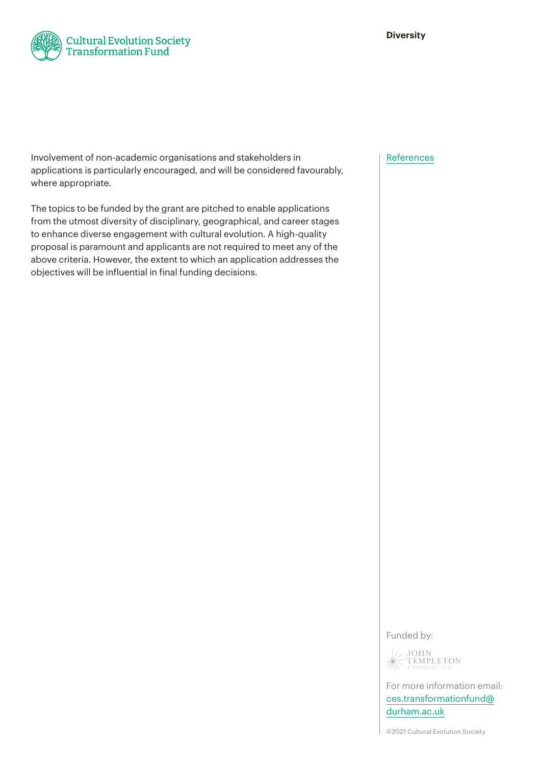Involvement of non-academic organisations and stakeholders in applications is particularly encouraged, and will be considered favourably, where appropriate.

The topics to be funded by the grant are pitched to enable applications from the utmost diversity of disciplinary, geographical, and career stages to enhance diverse engagement with cultural evolution. A high-quality proposal is paramount and applicants are not required to meet any of the above criteria. However, the extent to which an application addresses the objectives will be influential in final funding decisions.

References

Funded by:

JOHN TEMPLETON FOUNDATION

For more information email: ces.transformationfund@durham.ac.uk

©2021 Cultural Evolution Society